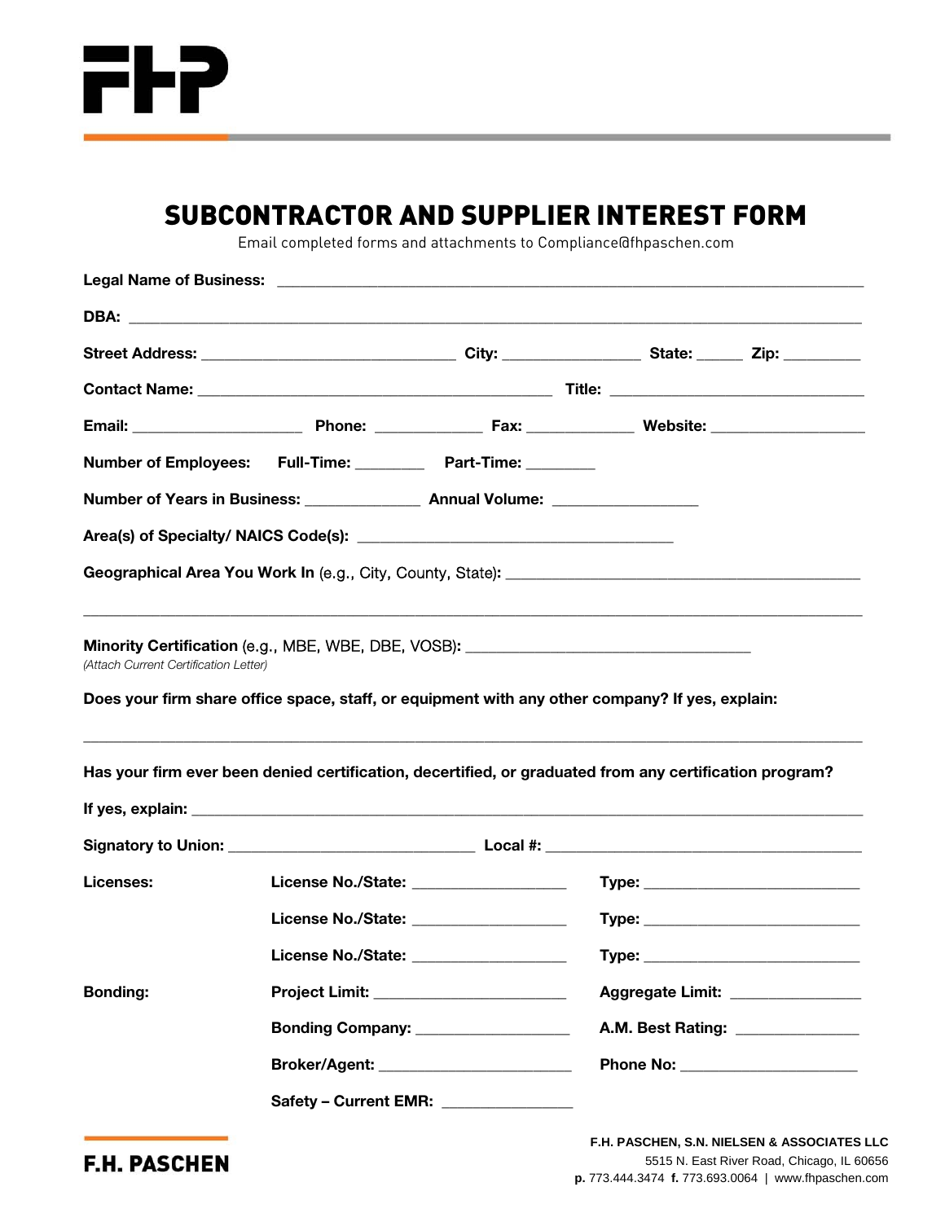# SUBCONTRACTOR AND SUPPLIER INTEREST FORM

Email completed forms and attachments to Compliance@fhpaschen.com

**Legal Name of Business:** ____________________________________________

**DBA:** ____________________________________________

**Street Address:** ______________________ **City:** ______________ **State:** _____ **Zip:** ________

**Contact Name:** ______________________________ **Title:** ______________________

**Email:** ________________ **Phone:** ___________ **Fax:** ___________ **Website:** ______________

**Number of Employees:** **Full-Time:** ________ **Part-Time:** ________

**Number of Years in Business:** ____________ **Annual Volume:** ______________

**Area(s) of Specialty/ NAICS Code(s):** ______________________________

**Geographical Area You Work In** (e.g., City, County, State)**:** ______________________________

____________________________________________

**Minority Certification** (e.g., MBE, WBE, DBE, VOSB)**:** ______________________________

*(Attach Current Certification Letter)*

**Does your firm share office space, staff, or equipment with any other company? If yes, explain:**

____________________________________________

**Has your firm ever been denied certification, decertified, or graduated from any certification program?**

**If yes, explain:** ____________________________________________

**Signatory to Union:** ______________________ **Local #:** ______________________

| | | |
|---|---|---|
| **Licenses:** | **License No./State:** ______________ | **Type:** ____________________ |
| | **License No./State:** ______________ | **Type:** ____________________ |
| | **License No./State:** ______________ | **Type:** ____________________ |
| **Bonding:** | **Project Limit:** ________________ | **Aggregate Limit:** ____________ |
| | **Bonding Company:** ______________ | **A.M. Best Rating:** ___________ |
| | **Broker/Agent:** ________________ | **Phone No:** ________________ |
| | **Safety – Current EMR:** ____________ | |

**F.H. PASCHEN, S.N. NIELSEN & ASSOCIATES LLC**
5515 N. East River Road, Chicago, IL 60656
**p.** 773.444.3474 **f.** 773.693.0064 | www.fhpaschen.com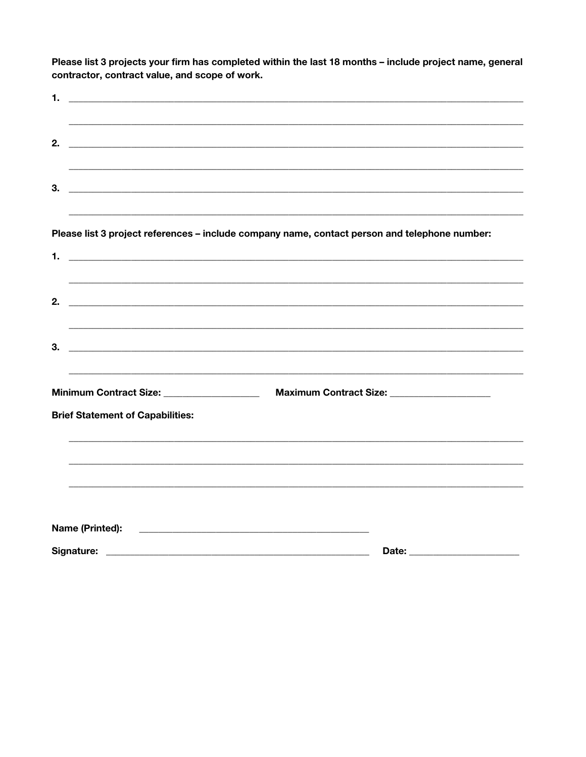**Please list 3 projects your firm has completed within the last 18 months – include project name, general contractor, contract value, and scope of work.**

**1.** ______________________________________________________________________________

______________________________________________________________________________

**2.** ______________________________________________________________________________

______________________________________________________________________________

**3.** ______________________________________________________________________________

______________________________________________________________________________

**Please list 3 project references – include company name, contact person and telephone number:**

**1.** ______________________________________________________________________________

______________________________________________________________________________

**2.** ______________________________________________________________________________

______________________________________________________________________________

**3.** ______________________________________________________________________________

______________________________________________________________________________

**Minimum Contract Size:** ____________________ **Maximum Contract Size:** ____________________

**Brief Statement of Capabilities:**

______________________________________________________________________________

______________________________________________________________________________

______________________________________________________________________________

**Name (Printed):** ______________________________________________

**Signature:** ______________________________________________________ **Date:** ______________________